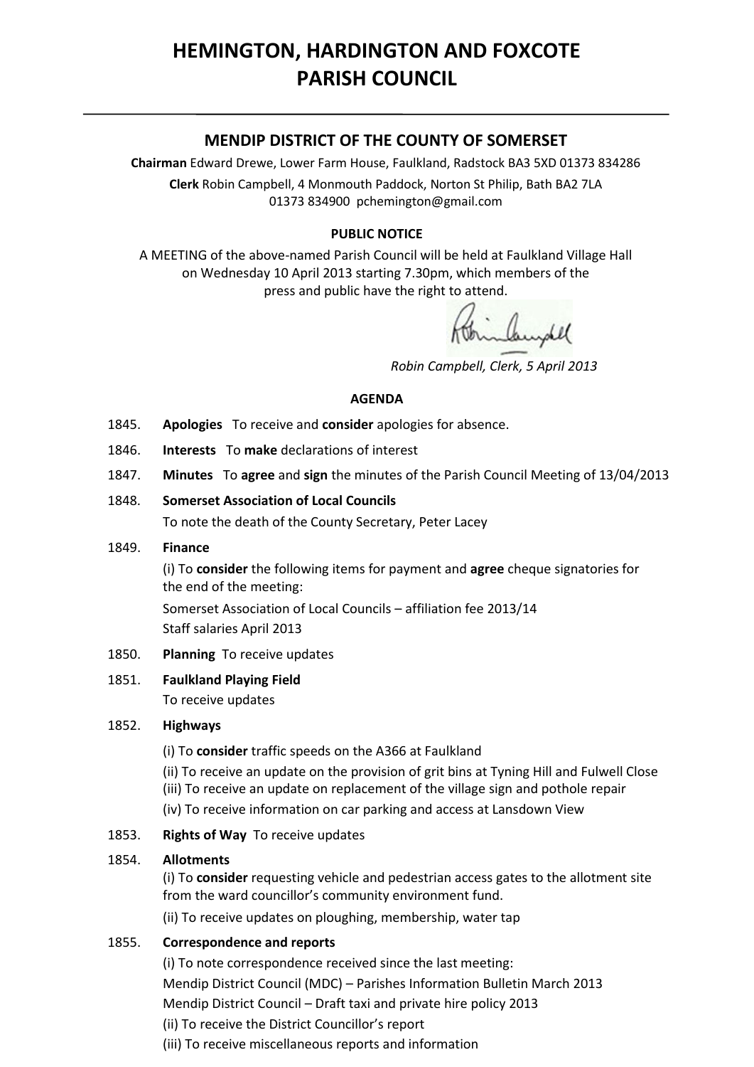# HEMINGTON, HARDINGTON AND FOXCOTE PARISH COUNCIL

## MENDIP DISTRICT OF THE COUNTY OF SOMERSET

**Chairman** Edward Drewe, Lower Farm House, Faulkland, Radstock BA3 5XD 01373 834286

**Clerk** Robin Campbell, 4 Monmouth Paddock, Norton St Philip, Bath BA2 7LA 01373 834900 pchemington@gmail.com

**PUBLIC NOTICE**

A MEETING of the above-named Parish Council will be held at Faulkland Village Hall on Wednesday 10 April 2013 starting 7.30pm, which members of the press and public have the right to attend.

*Robin Campbell, Clerk, 5 April 2013*

**AGENDA**

1845. **Apologies** To receive and **consider** apologies for absence.

1846. **Interests** To **make** declarations of interest

1847. **Minutes** To **agree** and **sign** the minutes of the Parish Council Meeting of 13/04/2013

1848. **Somerset Association of Local Councils**

To note the death of the County Secretary, Peter Lacey

1849. **Finance**

(i) To **consider** the following items for payment and **agree** cheque signatories for the end of the meeting:

Somerset Association of Local Councils – affiliation fee 2013/14

Staff salaries April 2013

1850. **Planning** To receive updates

1851. **Faulkland Playing Field**

To receive updates

1852. **Highways**

(i) To **consider** traffic speeds on the A366 at Faulkland

(ii) To receive an update on the provision of grit bins at Tyning Hill and Fulwell Close

(iii) To receive an update on replacement of the village sign and pothole repair

(iv) To receive information on car parking and access at Lansdown View

1853. **Rights of Way** To receive updates

1854. **Allotments**

(i) To **consider** requesting vehicle and pedestrian access gates to the allotment site from the ward councillor's community environment fund.

(ii) To receive updates on ploughing, membership, water tap

1855. **Correspondence and reports**

(i) To note correspondence received since the last meeting:

Mendip District Council (MDC) – Parishes Information Bulletin March 2013

Mendip District Council – Draft taxi and private hire policy 2013

(ii) To receive the District Councillor's report

(iii) To receive miscellaneous reports and information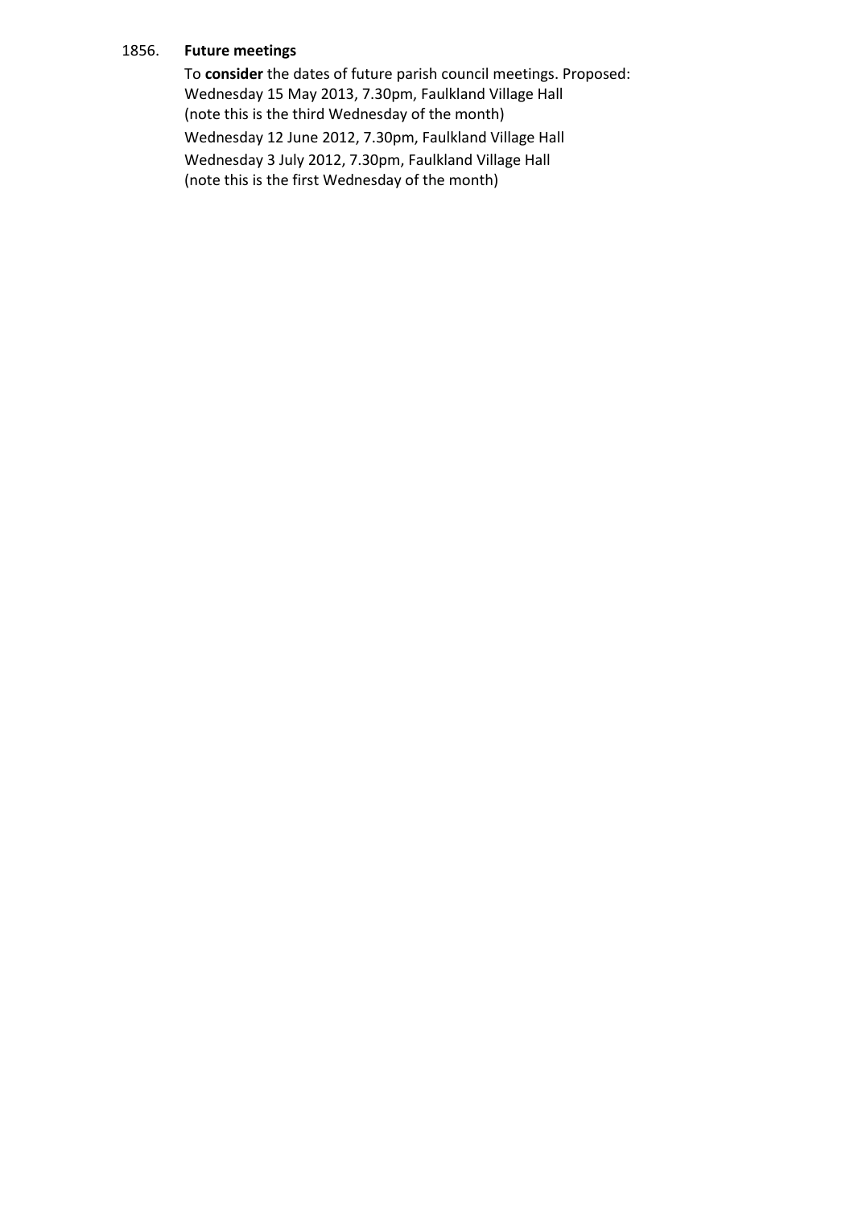1856. **Future meetings**

To **consider** the dates of future parish council meetings. Proposed:
Wednesday 15 May 2013, 7.30pm, Faulkland Village Hall
(note this is the third Wednesday of the month)
Wednesday 12 June 2012, 7.30pm, Faulkland Village Hall
Wednesday 3 July 2012, 7.30pm, Faulkland Village Hall
(note this is the first Wednesday of the month)